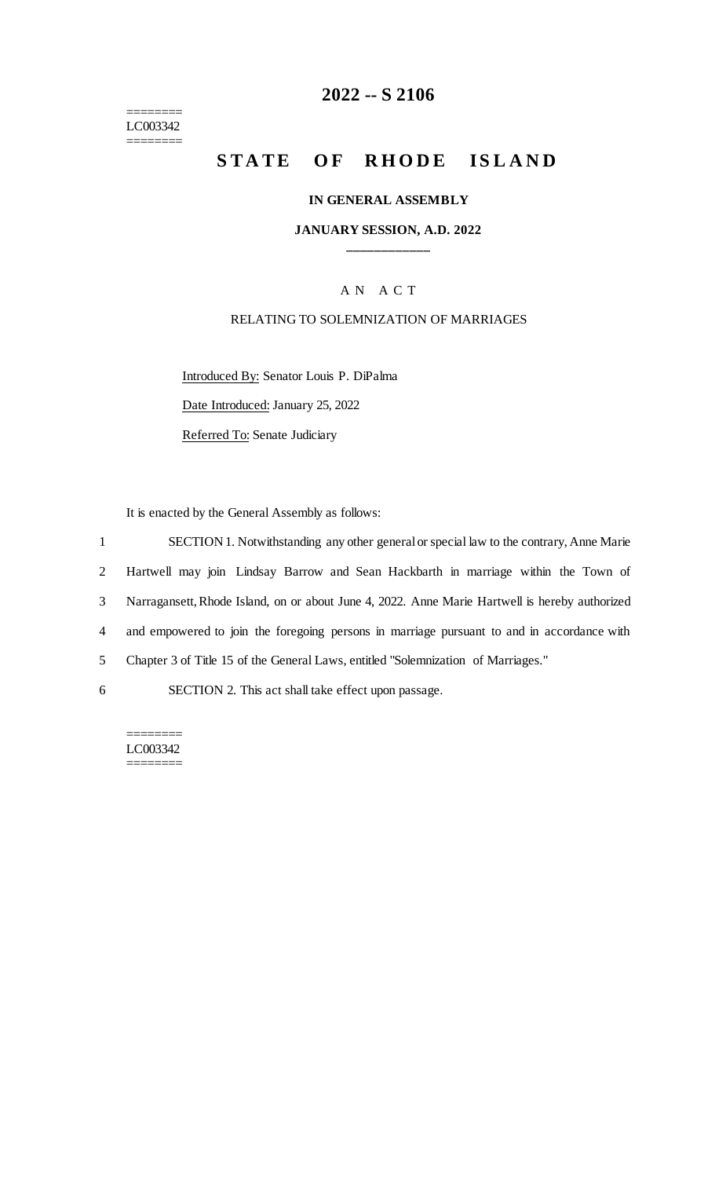========
LC003342
========

# 2022 -- S 2106

## STATE OF RHODE ISLAND

**IN GENERAL ASSEMBLY**

**JANUARY SESSION, A.D. 2022**

A N A C T

RELATING TO SOLEMNIZATION OF MARRIAGES

Introduced By: Senator Louis P. DiPalma

Date Introduced: January 25, 2022

Referred To: Senate Judiciary

It is enacted by the General Assembly as follows:

1 SECTION 1. Notwithstanding any other general or special law to the contrary, Anne Marie
2 Hartwell may join Lindsay Barrow and Sean Hackbarth in marriage within the Town of
3 Narragansett, Rhode Island, on or about June 4, 2022. Anne Marie Hartwell is hereby authorized
4 and empowered to join the foregoing persons in marriage pursuant to and in accordance with
5 Chapter 3 of Title 15 of the General Laws, entitled "Solemnization of Marriages."

6 SECTION 2. This act shall take effect upon passage.

========
LC003342
========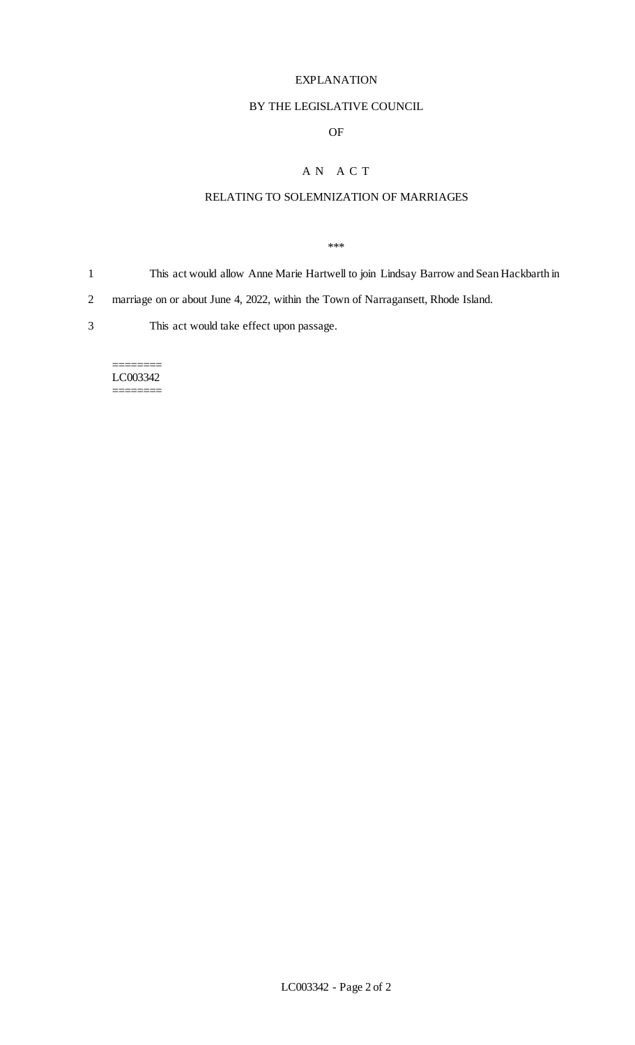EXPLANATION

BY THE LEGISLATIVE COUNCIL

OF

A N A C T

RELATING TO SOLEMNIZATION OF MARRIAGES

***

1 This act would allow Anne Marie Hartwell to join Lindsay Barrow and Sean Hackbarth in

2 marriage on or about June 4, 2022, within the Town of Narragansett, Rhode Island.

3 This act would take effect upon passage.

========
LC003342
========